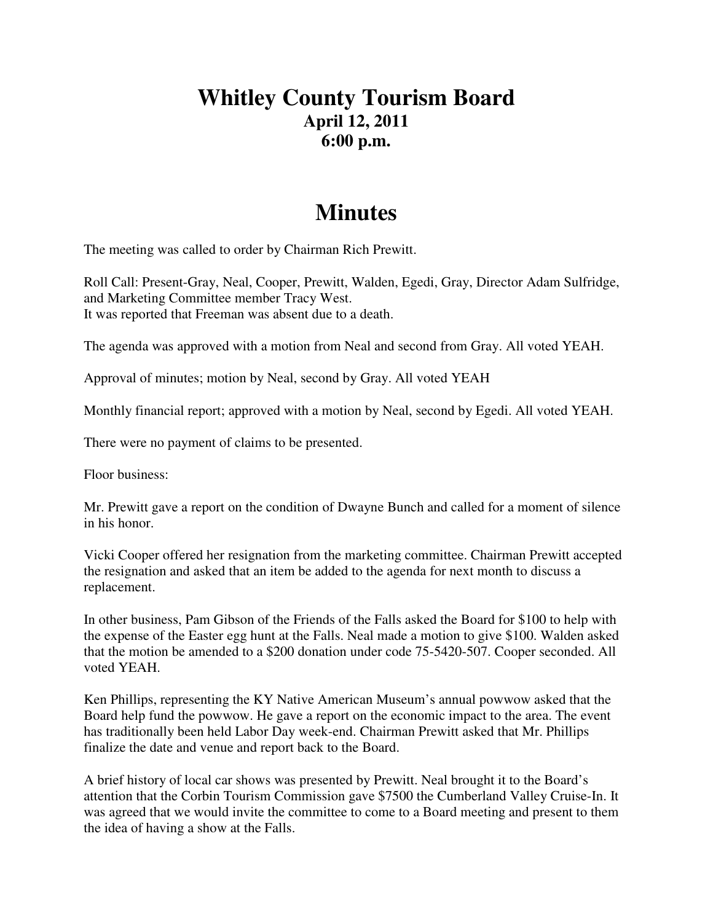# Whitley County Tourism Board
### April 12, 2011
### 6:00 p.m.

# Minutes

The meeting was called to order by Chairman Rich Prewitt.

Roll Call: Present-Gray, Neal, Cooper, Prewitt, Walden, Egedi, Gray, Director Adam Sulfridge, and Marketing Committee member Tracy West.
It was reported that Freeman was absent due to a death.

The agenda was approved with a motion from Neal and second from Gray. All voted YEAH.

Approval of minutes; motion by Neal, second by Gray. All voted YEAH

Monthly financial report; approved with a motion by Neal, second by Egedi. All voted YEAH.

There were no payment of claims to be presented.

Floor business:

Mr. Prewitt gave a report on the condition of Dwayne Bunch and called for a moment of silence in his honor.

Vicki Cooper offered her resignation from the marketing committee. Chairman Prewitt accepted the resignation and asked that an item be added to the agenda for next month to discuss a replacement.

In other business, Pam Gibson of the Friends of the Falls asked the Board for $100 to help with the expense of the Easter egg hunt at the Falls. Neal made a motion to give $100. Walden asked that the motion be amended to a $200 donation under code 75-5420-507. Cooper seconded. All voted YEAH.

Ken Phillips, representing the KY Native American Museum's annual powwow asked that the Board help fund the powwow. He gave a report on the economic impact to the area. The event has traditionally been held Labor Day week-end. Chairman Prewitt asked that Mr. Phillips finalize the date and venue and report back to the Board.

A brief history of local car shows was presented by Prewitt. Neal brought it to the Board's attention that the Corbin Tourism Commission gave $7500 the Cumberland Valley Cruise-In. It was agreed that we would invite the committee to come to a Board meeting and present to them the idea of having a show at the Falls.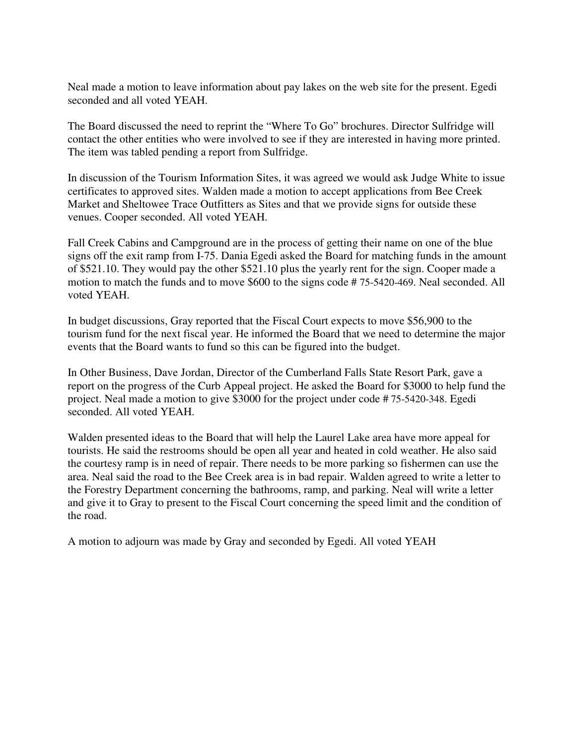Neal made a motion to leave information about pay lakes on the web site for the present. Egedi seconded and all voted YEAH.

The Board discussed the need to reprint the "Where To Go" brochures. Director Sulfridge will contact the other entities who were involved to see if they are interested in having more printed. The item was tabled pending a report from Sulfridge.

In discussion of the Tourism Information Sites, it was agreed we would ask Judge White to issue certificates to approved sites. Walden made a motion to accept applications from Bee Creek Market and Sheltowee Trace Outfitters as Sites and that we provide signs for outside these venues. Cooper seconded. All voted YEAH.

Fall Creek Cabins and Campground are in the process of getting their name on one of the blue signs off the exit ramp from I-75. Dania Egedi asked the Board for matching funds in the amount of $521.10. They would pay the other $521.10 plus the yearly rent for the sign. Cooper made a motion to match the funds and to move $600 to the signs code # 75-5420-469. Neal seconded. All voted YEAH.

In budget discussions, Gray reported that the Fiscal Court expects to move $56,900 to the tourism fund for the next fiscal year. He informed the Board that we need to determine the major events that the Board wants to fund so this can be figured into the budget.

In Other Business, Dave Jordan, Director of the Cumberland Falls State Resort Park, gave a report on the progress of the Curb Appeal project. He asked the Board for $3000 to help fund the project. Neal made a motion to give $3000 for the project under code # 75-5420-348. Egedi seconded. All voted YEAH.

Walden presented ideas to the Board that will help the Laurel Lake area have more appeal for tourists. He said the restrooms should be open all year and heated in cold weather. He also said the courtesy ramp is in need of repair. There needs to be more parking so fishermen can use the area. Neal said the road to the Bee Creek area is in bad repair. Walden agreed to write a letter to the Forestry Department concerning the bathrooms, ramp, and parking. Neal will write a letter and give it to Gray to present to the Fiscal Court concerning the speed limit and the condition of the road.

A motion to adjourn was made by Gray and seconded by Egedi. All voted YEAH